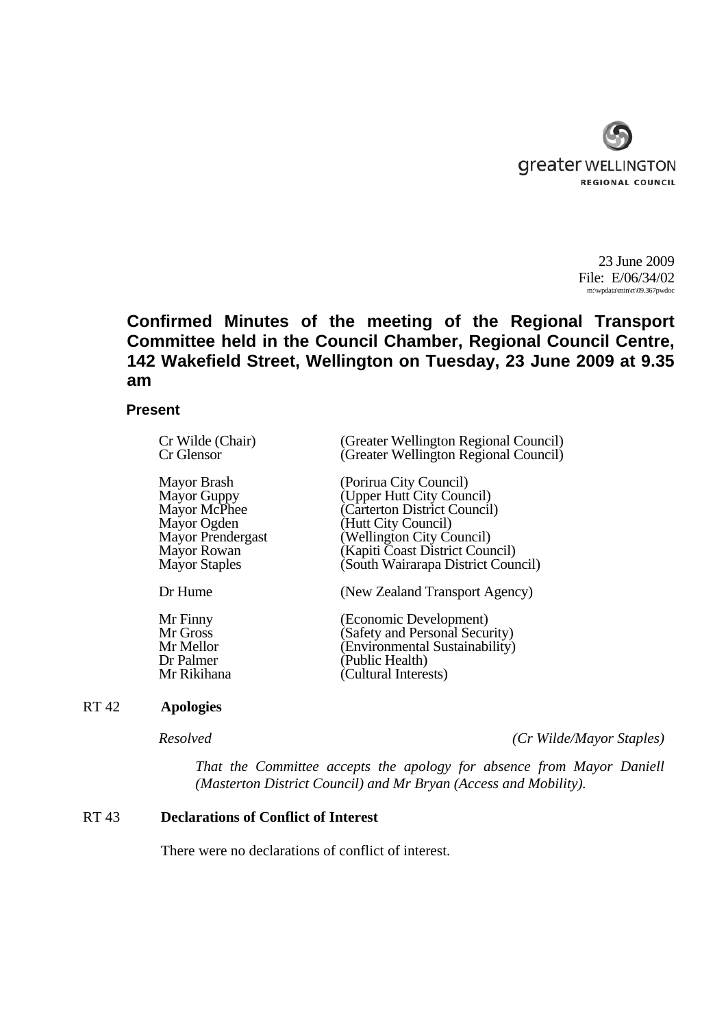greater WELLINGTON
REGIONAL COUNCIL

23 June 2009
File: E/06/34/02
m:\wpdata\min\rt\09.367pwdoc

# Confirmed Minutes of the meeting of the Regional Transport Committee held in the Council Chamber, Regional Council Centre, 142 Wakefield Street, Wellington on Tuesday, 23 June 2009 at 9.35 am

## Present

| | |
|---|---|
| Cr Wilde (Chair) | (Greater Wellington Regional Council) |
| Cr Glensor | (Greater Wellington Regional Council) |
| Mayor Brash | (Porirua City Council) |
| Mayor Guppy | (Upper Hutt City Council) |
| Mayor McPhee | (Carterton District Council) |
| Mayor Ogden | (Hutt City Council) |
| Mayor Prendergast | (Wellington City Council) |
| Mayor Rowan | (Kapiti Coast District Council) |
| Mayor Staples | (South Wairarapa District Council) |
| Dr Hume | (New Zealand Transport Agency) |
| Mr Finny | (Economic Development) |
| Mr Gross | (Safety and Personal Security) |
| Mr Mellor | (Environmental Sustainability) |
| Dr Palmer | (Public Health) |
| Mr Rikihana | (Cultural Interests) |

### RT 42 Apologies

*Resolved* *(Cr Wilde/Mayor Staples)*

*That the Committee accepts the apology for absence from Mayor Daniell (Masterton District Council) and Mr Bryan (Access and Mobility).*

### RT 43 Declarations of Conflict of Interest

There were no declarations of conflict of interest.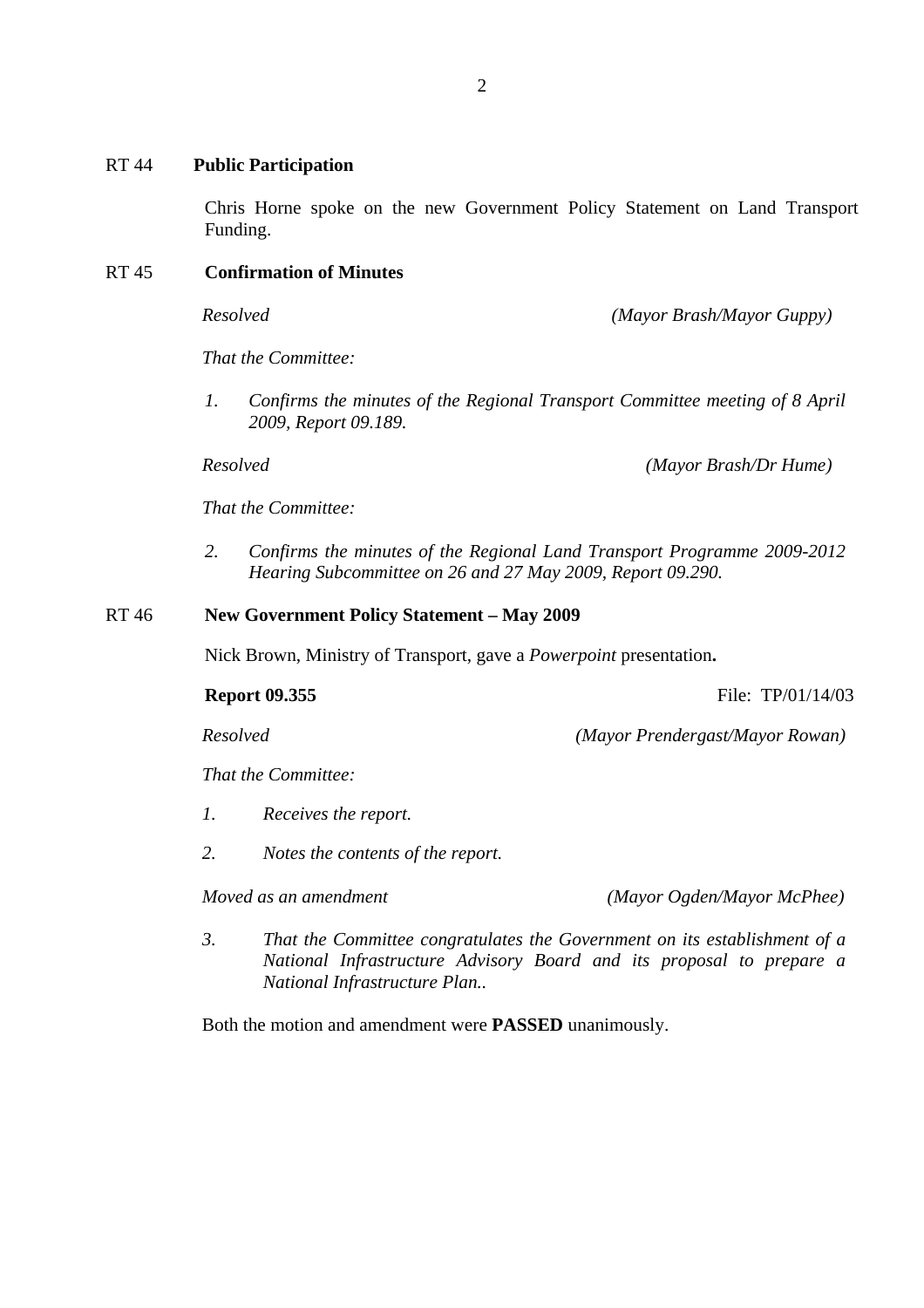RT 44 **Public Participation**

Chris Horne spoke on the new Government Policy Statement on Land Transport Funding.

RT 45 **Confirmation of Minutes**

*Resolved* *(Mayor Brash/Mayor Guppy)*

*That the Committee:*

1. *Confirms the minutes of the Regional Transport Committee meeting of 8 April 2009, Report 09.189.*

*Resolved* *(Mayor Brash/Dr Hume)*

*That the Committee:*

2. *Confirms the minutes of the Regional Land Transport Programme 2009-2012 Hearing Subcommittee on 26 and 27 May 2009, Report 09.290.*

RT 46 **New Government Policy Statement – May 2009**

Nick Brown, Ministry of Transport, gave a *Powerpoint* presentation**.**

**Report 09.355** File: TP/01/14/03

*Resolved* *(Mayor Prendergast/Mayor Rowan)*

*That the Committee:*

1. *Receives the report.*
2. *Notes the contents of the report.*

*Moved as an amendment* *(Mayor Ogden/Mayor McPhee)*

3. *That the Committee congratulates the Government on its establishment of a National Infrastructure Advisory Board and its proposal to prepare a National Infrastructure Plan..*

Both the motion and amendment were **PASSED** unanimously.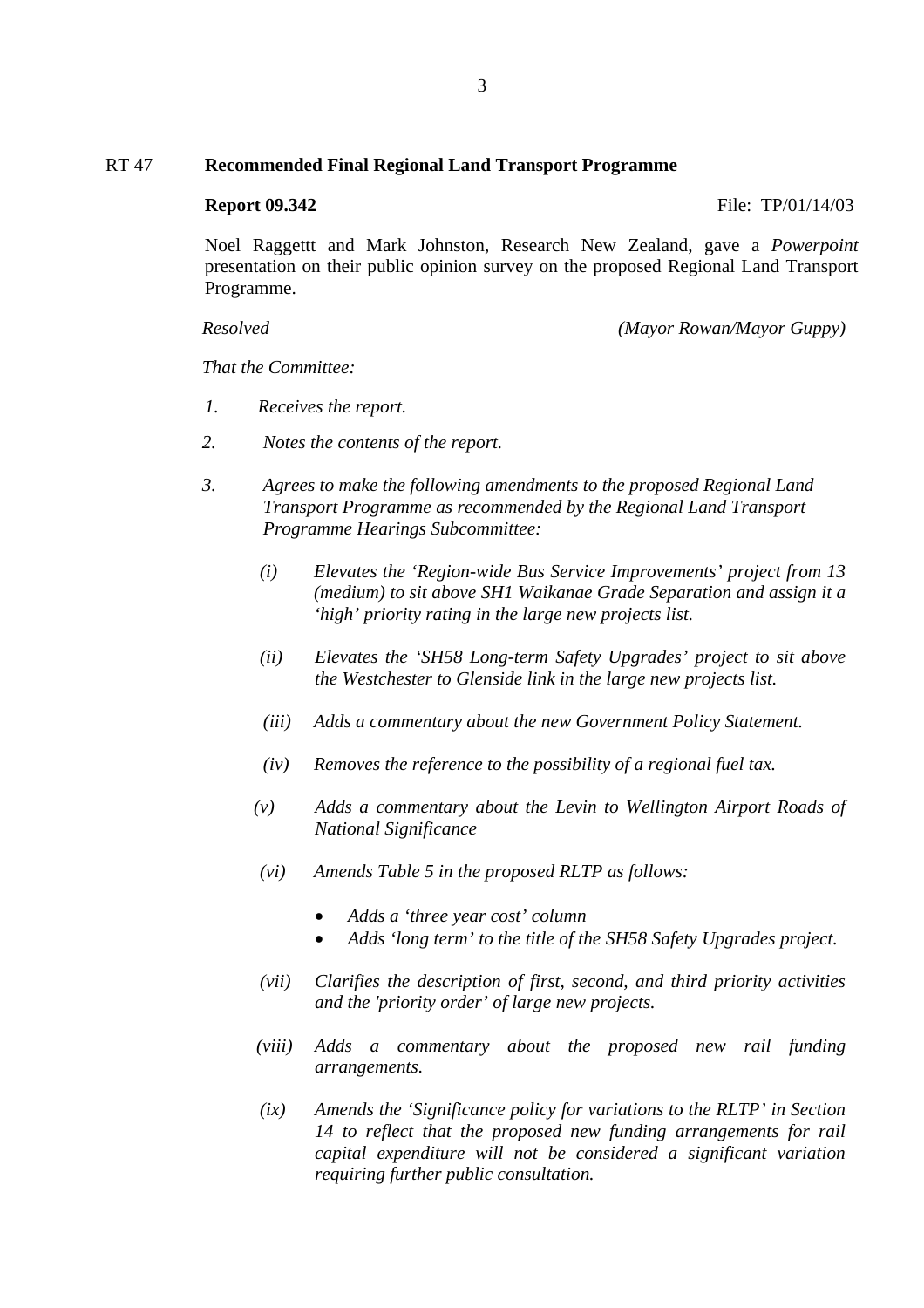RT 47 **Recommended Final Regional Land Transport Programme**

**Report 09.342** File: TP/01/14/03

Noel Raggettt and Mark Johnston, Research New Zealand, gave a *Powerpoint* presentation on their public opinion survey on the proposed Regional Land Transport Programme.

*Resolved* *(Mayor Rowan/Mayor Guppy)*

*That the Committee:*

1. *Receives the report.*

2. *Notes the contents of the report.*

3. *Agrees to make the following amendments to the proposed Regional Land Transport Programme as recommended by the Regional Land Transport Programme Hearings Subcommittee:*

   (i) *Elevates the 'Region-wide Bus Service Improvements' project from 13 (medium) to sit above SH1 Waikanae Grade Separation and assign it a 'high' priority rating in the large new projects list.*

   (ii) *Elevates the 'SH58 Long-term Safety Upgrades' project to sit above the Westchester to Glenside link in the large new projects list.*

   (iii) *Adds a commentary about the new Government Policy Statement.*

   (iv) *Removes the reference to the possibility of a regional fuel tax.*

   (v) *Adds a commentary about the Levin to Wellington Airport Roads of National Significance*

   (vi) *Amends Table 5 in the proposed RLTP as follows:*

   - *Adds a 'three year cost' column*
   - *Adds 'long term' to the title of the SH58 Safety Upgrades project.*

   (vii) *Clarifies the description of first, second, and third priority activities and the 'priority order' of large new projects.*

   (viii) *Adds a commentary about the proposed new rail funding arrangements.*

   (ix) *Amends the 'Significance policy for variations to the RLTP' in Section 14 to reflect that the proposed new funding arrangements for rail capital expenditure will not be considered a significant variation requiring further public consultation.*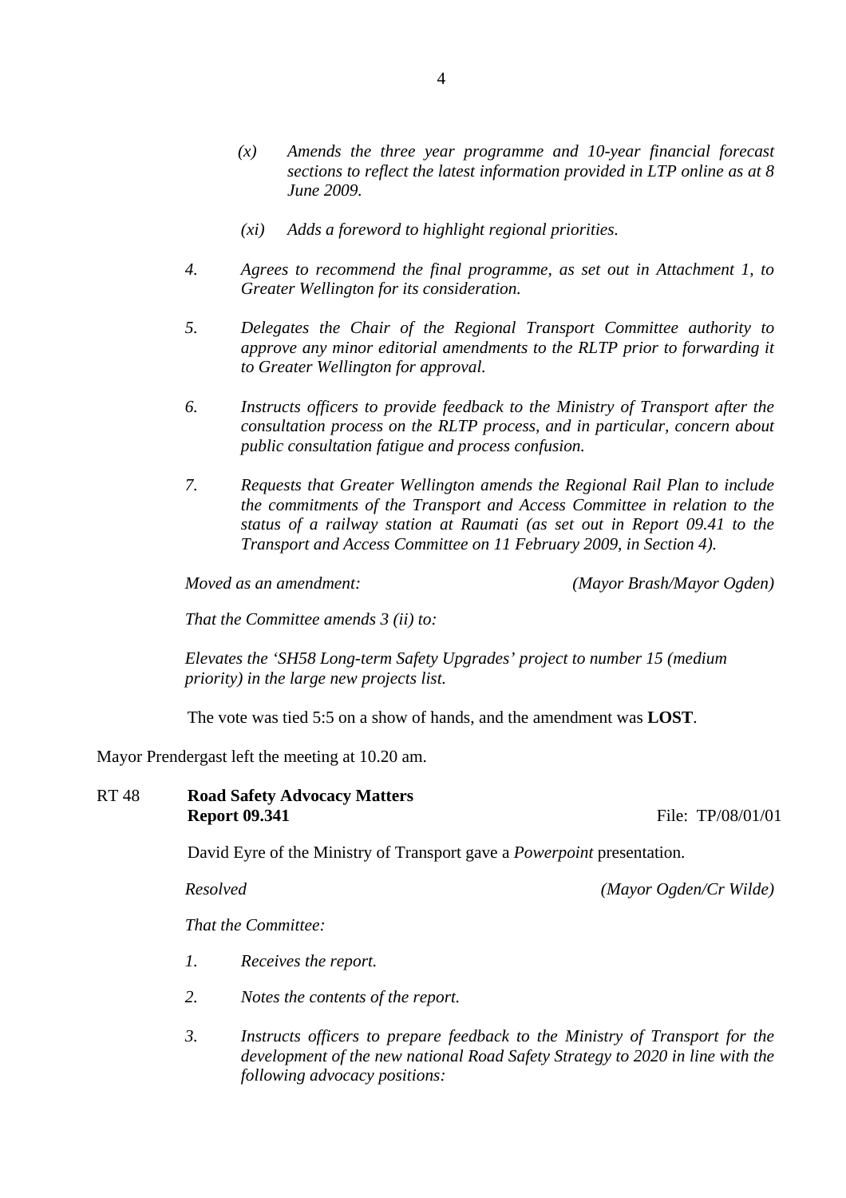*(x) Amends the three year programme and 10-year financial forecast sections to reflect the latest information provided in LTP online as at 8 June 2009.*

*(xi) Adds a foreword to highlight regional priorities.*

*4. Agrees to recommend the final programme, as set out in Attachment 1, to Greater Wellington for its consideration.*

*5. Delegates the Chair of the Regional Transport Committee authority to approve any minor editorial amendments to the RLTP prior to forwarding it to Greater Wellington for approval.*

*6. Instructs officers to provide feedback to the Ministry of Transport after the consultation process on the RLTP process, and in particular, concern about public consultation fatigue and process confusion.*

*7. Requests that Greater Wellington amends the Regional Rail Plan to include the commitments of the Transport and Access Committee in relation to the status of a railway station at Raumati (as set out in Report 09.41 to the Transport and Access Committee on 11 February 2009, in Section 4).*

*Moved as an amendment:* *(Mayor Brash/Mayor Ogden)*

*That the Committee amends 3 (ii) to:*

*Elevates the 'SH58 Long-term Safety Upgrades' project to number 15 (medium priority) in the large new projects list.*

The vote was tied 5:5 on a show of hands, and the amendment was **LOST**.

Mayor Prendergast left the meeting at 10.20 am.

**RT 48 Road Safety Advocacy Matters**
**Report 09.341** File: TP/08/01/01

David Eyre of the Ministry of Transport gave a *Powerpoint* presentation.

*Resolved* *(Mayor Ogden/Cr Wilde)*

*That the Committee:*

*1. Receives the report.*

*2. Notes the contents of the report.*

*3. Instructs officers to prepare feedback to the Ministry of Transport for the development of the new national Road Safety Strategy to 2020 in line with the following advocacy positions:*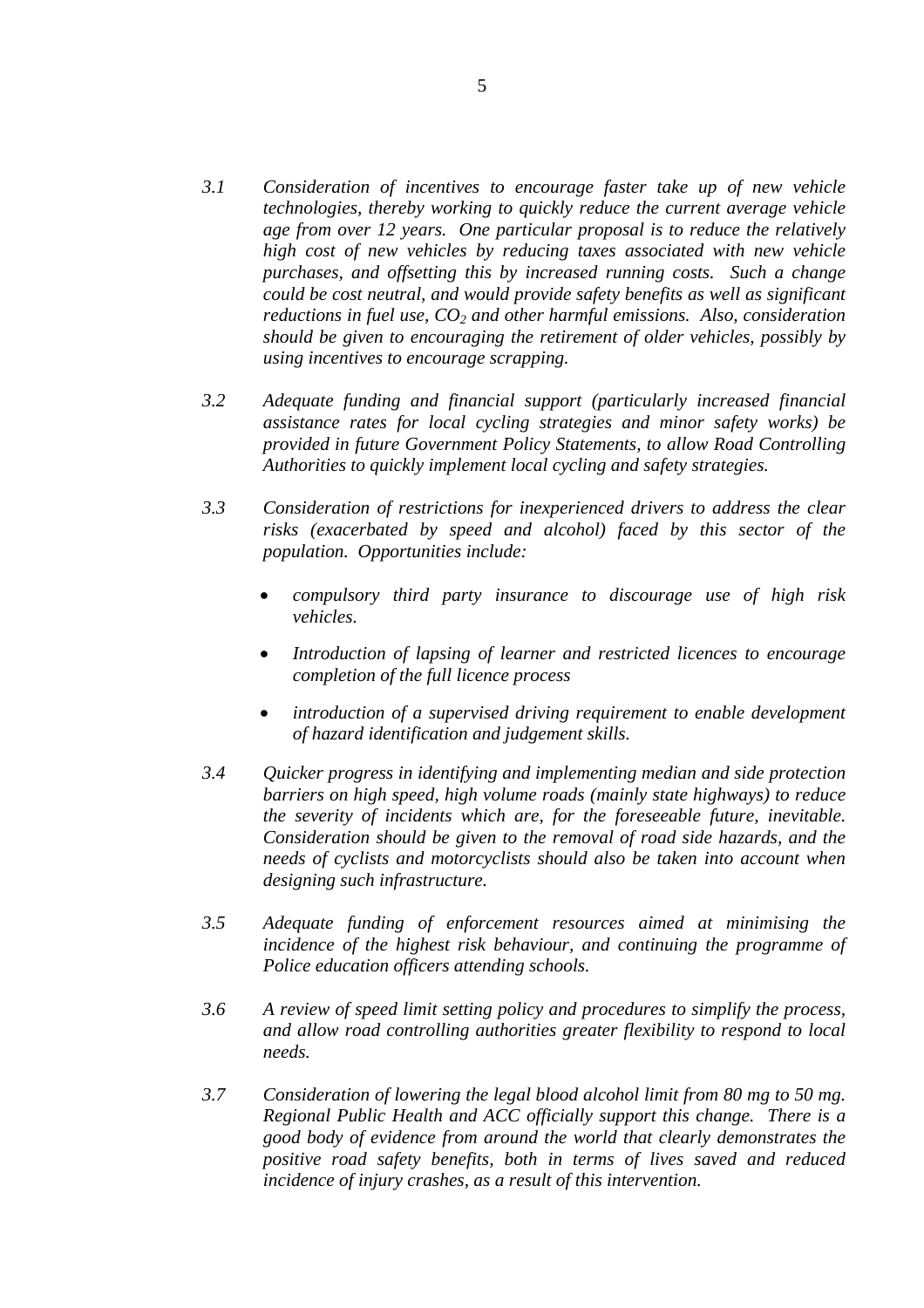*3.1 Consideration of incentives to encourage faster take up of new vehicle technologies, thereby working to quickly reduce the current average vehicle age from over 12 years. One particular proposal is to reduce the relatively high cost of new vehicles by reducing taxes associated with new vehicle purchases, and offsetting this by increased running costs. Such a change could be cost neutral, and would provide safety benefits as well as significant reductions in fuel use, $CO_2$ and other harmful emissions. Also, consideration should be given to encouraging the retirement of older vehicles, possibly by using incentives to encourage scrapping.*

*3.2 Adequate funding and financial support (particularly increased financial assistance rates for local cycling strategies and minor safety works) be provided in future Government Policy Statements, to allow Road Controlling Authorities to quickly implement local cycling and safety strategies.*

*3.3 Consideration of restrictions for inexperienced drivers to address the clear risks (exacerbated by speed and alcohol) faced by this sector of the population. Opportunities include:*

- *compulsory third party insurance to discourage use of high risk vehicles.*
- *Introduction of lapsing of learner and restricted licences to encourage completion of the full licence process*
- *introduction of a supervised driving requirement to enable development of hazard identification and judgement skills.*

*3.4 Quicker progress in identifying and implementing median and side protection barriers on high speed, high volume roads (mainly state highways) to reduce the severity of incidents which are, for the foreseeable future, inevitable. Consideration should be given to the removal of road side hazards, and the needs of cyclists and motorcyclists should also be taken into account when designing such infrastructure.*

*3.5 Adequate funding of enforcement resources aimed at minimising the incidence of the highest risk behaviour, and continuing the programme of Police education officers attending schools.*

*3.6 A review of speed limit setting policy and procedures to simplify the process, and allow road controlling authorities greater flexibility to respond to local needs.*

*3.7 Consideration of lowering the legal blood alcohol limit from 80 mg to 50 mg. Regional Public Health and ACC officially support this change. There is a good body of evidence from around the world that clearly demonstrates the positive road safety benefits, both in terms of lives saved and reduced incidence of injury crashes, as a result of this intervention.*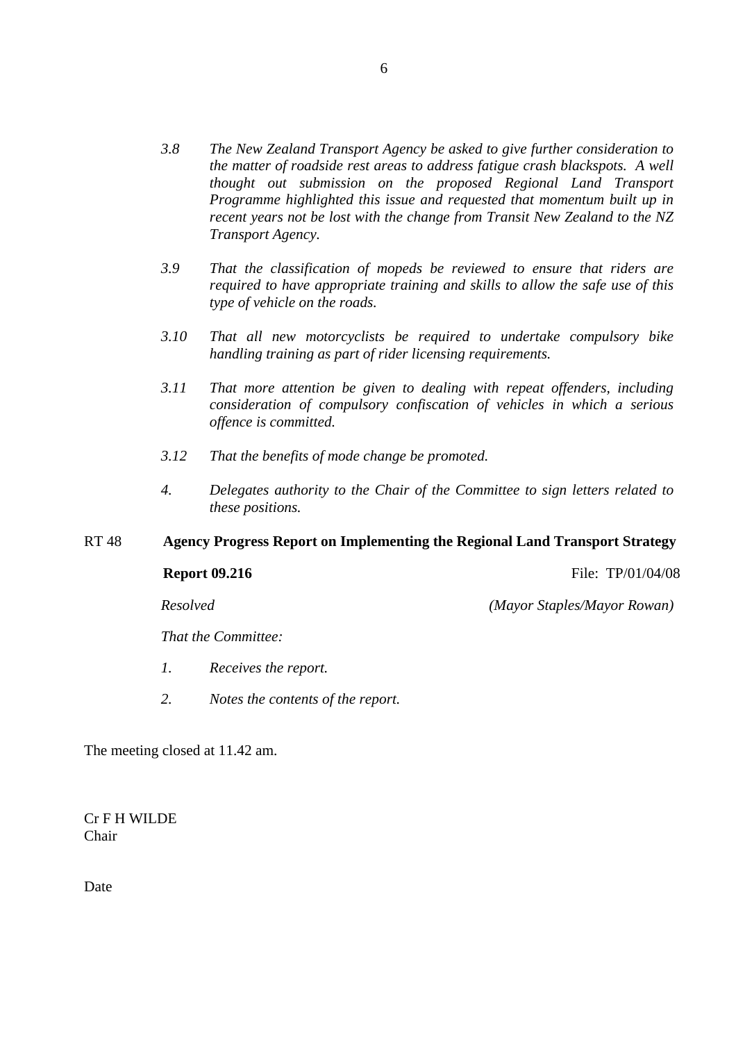*3.8 The New Zealand Transport Agency be asked to give further consideration to the matter of roadside rest areas to address fatigue crash blackspots. A well thought out submission on the proposed Regional Land Transport Programme highlighted this issue and requested that momentum built up in recent years not be lost with the change from Transit New Zealand to the NZ Transport Agency.*

*3.9 That the classification of mopeds be reviewed to ensure that riders are required to have appropriate training and skills to allow the safe use of this type of vehicle on the roads.*

*3.10 That all new motorcyclists be required to undertake compulsory bike handling training as part of rider licensing requirements.*

*3.11 That more attention be given to dealing with repeat offenders, including consideration of compulsory confiscation of vehicles in which a serious offence is committed.*

*3.12 That the benefits of mode change be promoted.*

*4. Delegates authority to the Chair of the Committee to sign letters related to these positions.*

## RT 48 Agency Progress Report on Implementing the Regional Land Transport Strategy

**Report 09.216** File: TP/01/04/08

*Resolved* *(Mayor Staples/Mayor Rowan)*

*That the Committee:*

*1. Receives the report.*

*2. Notes the contents of the report.*

The meeting closed at 11.42 am.

Cr F H WILDE
Chair

Date